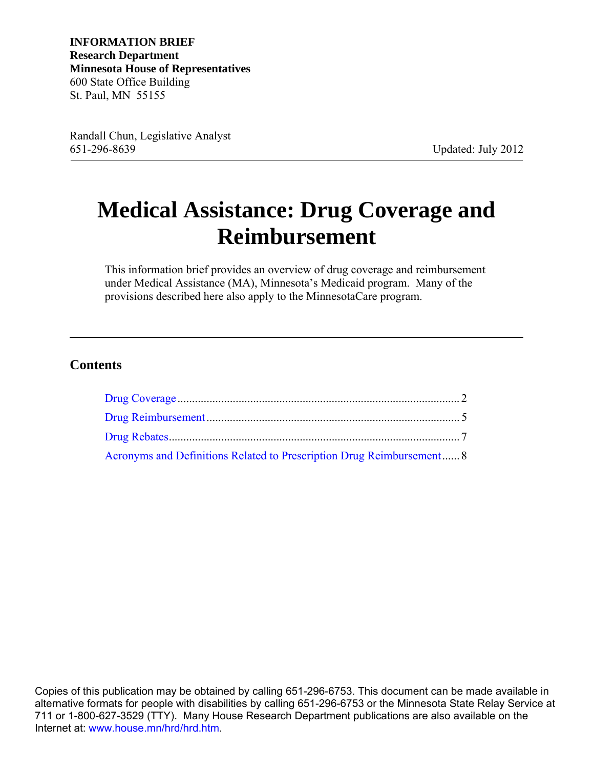**INFORMATION BRIEF**
**Research Department**
**Minnesota House of Representatives**
600 State Office Building
St. Paul, MN 55155

Randall Chun, Legislative Analyst
651-296-8639

Updated: July 2012

---

# Medical Assistance: Drug Coverage and Reimbursement

This information brief provides an overview of drug coverage and reimbursement under Medical Assistance (MA), Minnesota's Medicaid program. Many of the provisions described here also apply to the MinnesotaCare program.

---

## Contents

- Drug Coverage .......... 2
- Drug Reimbursement .......... 5
- Drug Rebates .......... 7
- Acronyms and Definitions Related to Prescription Drug Reimbursement .......... 8

Copies of this publication may be obtained by calling 651-296-6753. This document can be made available in alternative formats for people with disabilities by calling 651-296-6753 or the Minnesota State Relay Service at 711 or 1-800-627-3529 (TTY). Many House Research Department publications are also available on the Internet at: www.house.mn/hrd/hrd.htm.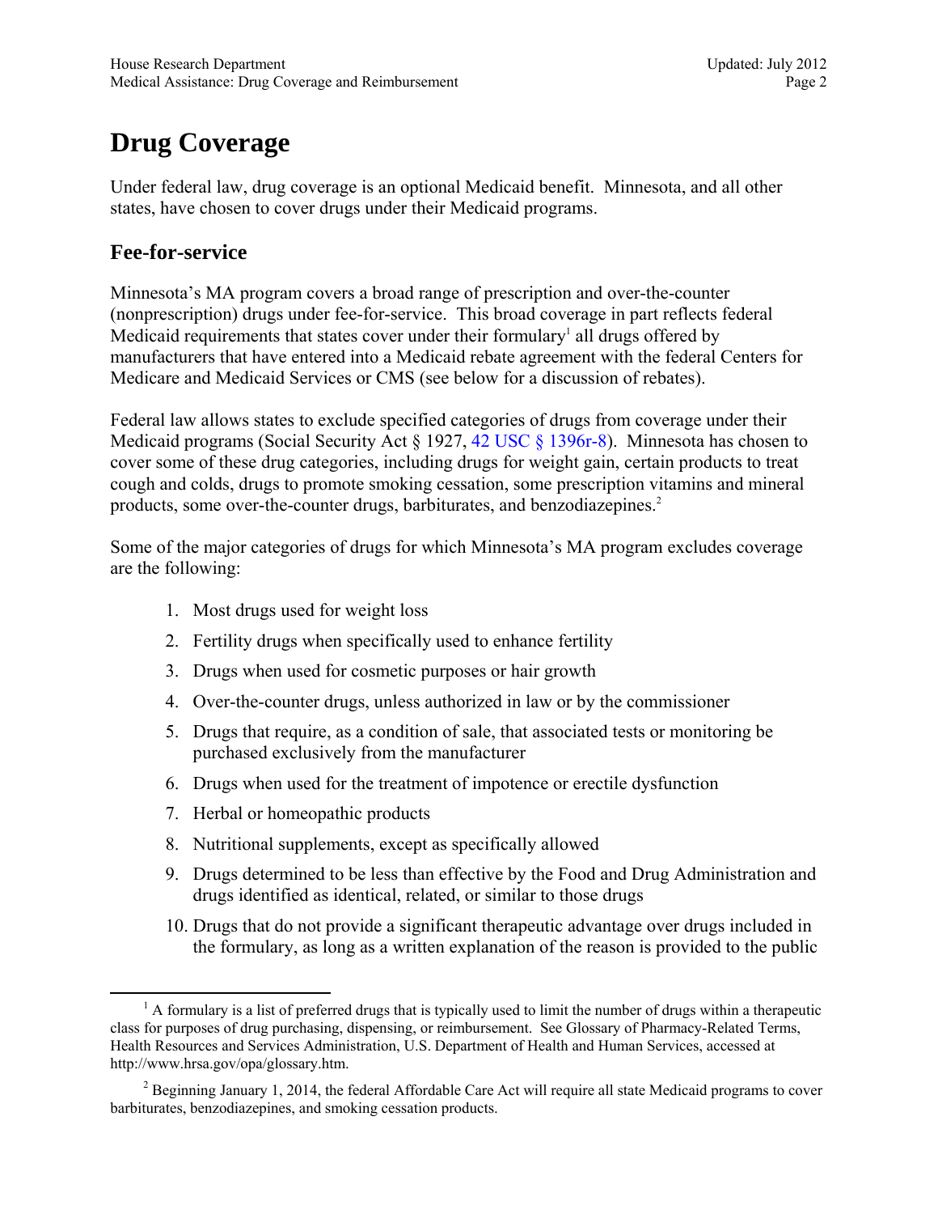# Drug Coverage

Under federal law, drug coverage is an optional Medicaid benefit. Minnesota, and all other states, have chosen to cover drugs under their Medicaid programs.

## Fee-for-service

Minnesota's MA program covers a broad range of prescription and over-the-counter (nonprescription) drugs under fee-for-service. This broad coverage in part reflects federal Medicaid requirements that states cover under their formulary[1] all drugs offered by manufacturers that have entered into a Medicaid rebate agreement with the federal Centers for Medicare and Medicaid Services or CMS (see below for a discussion of rebates).

Federal law allows states to exclude specified categories of drugs from coverage under their Medicaid programs (Social Security Act § 1927, 42 USC § 1396r-8). Minnesota has chosen to cover some of these drug categories, including drugs for weight gain, certain products to treat cough and colds, drugs to promote smoking cessation, some prescription vitamins and mineral products, some over-the-counter drugs, barbiturates, and benzodiazepines.[2]

Some of the major categories of drugs for which Minnesota's MA program excludes coverage are the following:

1. Most drugs used for weight loss
2. Fertility drugs when specifically used to enhance fertility
3. Drugs when used for cosmetic purposes or hair growth
4. Over-the-counter drugs, unless authorized in law or by the commissioner
5. Drugs that require, as a condition of sale, that associated tests or monitoring be purchased exclusively from the manufacturer
6. Drugs when used for the treatment of impotence or erectile dysfunction
7. Herbal or homeopathic products
8. Nutritional supplements, except as specifically allowed
9. Drugs determined to be less than effective by the Food and Drug Administration and drugs identified as identical, related, or similar to those drugs
10. Drugs that do not provide a significant therapeutic advantage over drugs included in the formulary, as long as a written explanation of the reason is provided to the public

---

[1] A formulary is a list of preferred drugs that is typically used to limit the number of drugs within a therapeutic class for purposes of drug purchasing, dispensing, or reimbursement. See Glossary of Pharmacy-Related Terms, Health Resources and Services Administration, U.S. Department of Health and Human Services, accessed at http://www.hrsa.gov/opa/glossary.htm.

[2] Beginning January 1, 2014, the federal Affordable Care Act will require all state Medicaid programs to cover barbiturates, benzodiazepines, and smoking cessation products.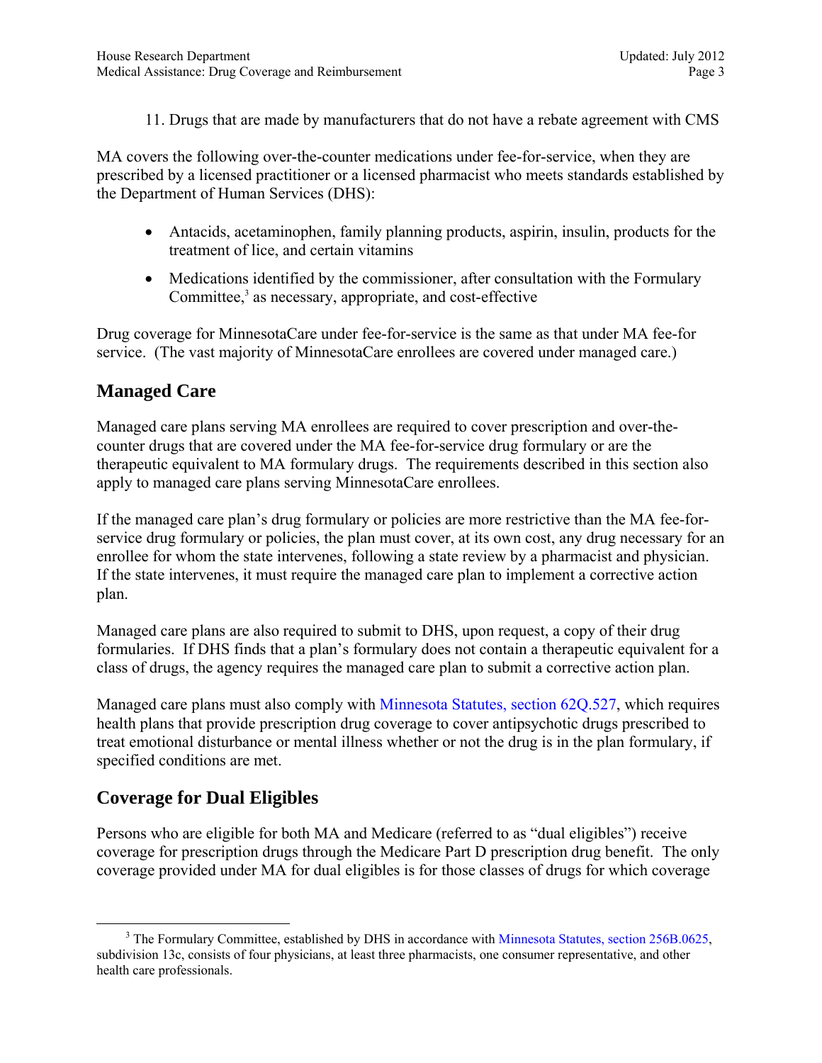11. Drugs that are made by manufacturers that do not have a rebate agreement with CMS

MA covers the following over-the-counter medications under fee-for-service, when they are prescribed by a licensed practitioner or a licensed pharmacist who meets standards established by the Department of Human Services (DHS):

- Antacids, acetaminophen, family planning products, aspirin, insulin, products for the treatment of lice, and certain vitamins
- Medications identified by the commissioner, after consultation with the Formulary Committee,[3] as necessary, appropriate, and cost-effective

Drug coverage for MinnesotaCare under fee-for-service is the same as that under MA fee-for service. (The vast majority of MinnesotaCare enrollees are covered under managed care.)

## Managed Care

Managed care plans serving MA enrollees are required to cover prescription and over-the-counter drugs that are covered under the MA fee-for-service drug formulary or are the therapeutic equivalent to MA formulary drugs. The requirements described in this section also apply to managed care plans serving MinnesotaCare enrollees.

If the managed care plan's drug formulary or policies are more restrictive than the MA fee-for-service drug formulary or policies, the plan must cover, at its own cost, any drug necessary for an enrollee for whom the state intervenes, following a state review by a pharmacist and physician. If the state intervenes, it must require the managed care plan to implement a corrective action plan.

Managed care plans are also required to submit to DHS, upon request, a copy of their drug formularies. If DHS finds that a plan's formulary does not contain a therapeutic equivalent for a class of drugs, the agency requires the managed care plan to submit a corrective action plan.

Managed care plans must also comply with Minnesota Statutes, section 62Q.527, which requires health plans that provide prescription drug coverage to cover antipsychotic drugs prescribed to treat emotional disturbance or mental illness whether or not the drug is in the plan formulary, if specified conditions are met.

## Coverage for Dual Eligibles

Persons who are eligible for both MA and Medicare (referred to as "dual eligibles") receive coverage for prescription drugs through the Medicare Part D prescription drug benefit. The only coverage provided under MA for dual eligibles is for those classes of drugs for which coverage

---

[3] The Formulary Committee, established by DHS in accordance with Minnesota Statutes, section 256B.0625, subdivision 13c, consists of four physicians, at least three pharmacists, one consumer representative, and other health care professionals.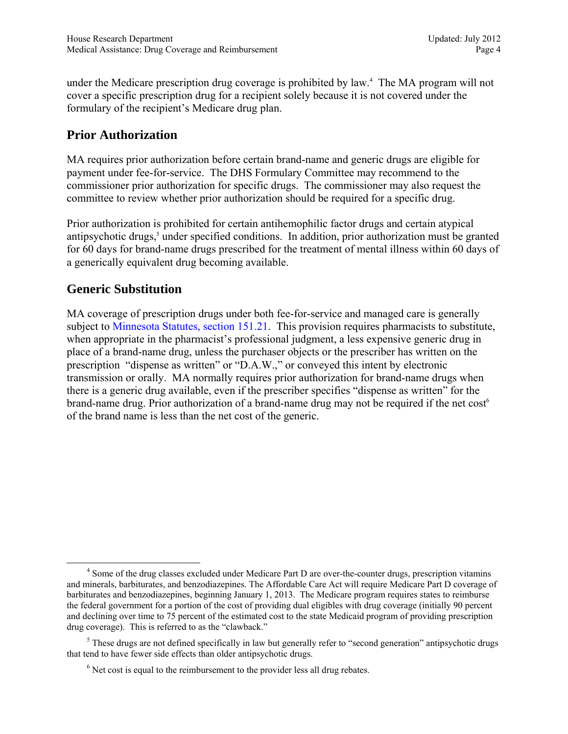under the Medicare prescription drug coverage is prohibited by law.[4] The MA program will not cover a specific prescription drug for a recipient solely because it is not covered under the formulary of the recipient's Medicare drug plan.

## Prior Authorization

MA requires prior authorization before certain brand-name and generic drugs are eligible for payment under fee-for-service. The DHS Formulary Committee may recommend to the commissioner prior authorization for specific drugs. The commissioner may also request the committee to review whether prior authorization should be required for a specific drug.

Prior authorization is prohibited for certain antihemophilic factor drugs and certain atypical antipsychotic drugs,[5] under specified conditions. In addition, prior authorization must be granted for 60 days for brand-name drugs prescribed for the treatment of mental illness within 60 days of a generically equivalent drug becoming available.

## Generic Substitution

MA coverage of prescription drugs under both fee-for-service and managed care is generally subject to Minnesota Statutes, section 151.21. This provision requires pharmacists to substitute, when appropriate in the pharmacist's professional judgment, a less expensive generic drug in place of a brand-name drug, unless the purchaser objects or the prescriber has written on the prescription "dispense as written" or "D.A.W.," or conveyed this intent by electronic transmission or orally. MA normally requires prior authorization for brand-name drugs when there is a generic drug available, even if the prescriber specifies "dispense as written" for the brand-name drug. Prior authorization of a brand-name drug may not be required if the net cost[6] of the brand name is less than the net cost of the generic.

---

[4] Some of the drug classes excluded under Medicare Part D are over-the-counter drugs, prescription vitamins and minerals, barbiturates, and benzodiazepines. The Affordable Care Act will require Medicare Part D coverage of barbiturates and benzodiazepines, beginning January 1, 2013. The Medicare program requires states to reimburse the federal government for a portion of the cost of providing dual eligibles with drug coverage (initially 90 percent and declining over time to 75 percent of the estimated cost to the state Medicaid program of providing prescription drug coverage). This is referred to as the "clawback."

[5] These drugs are not defined specifically in law but generally refer to "second generation" antipsychotic drugs that tend to have fewer side effects than older antipsychotic drugs.

[6] Net cost is equal to the reimbursement to the provider less all drug rebates.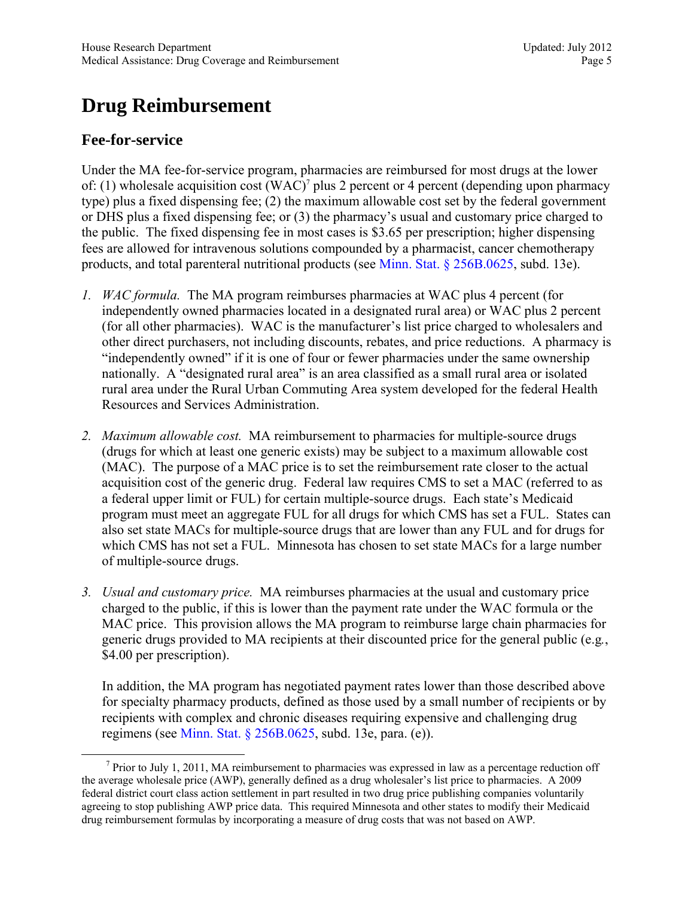# Drug Reimbursement

## Fee-for-service

Under the MA fee-for-service program, pharmacies are reimbursed for most drugs at the lower of: (1) wholesale acquisition cost (WAC)[7] plus 2 percent or 4 percent (depending upon pharmacy type) plus a fixed dispensing fee; (2) the maximum allowable cost set by the federal government or DHS plus a fixed dispensing fee; or (3) the pharmacy's usual and customary price charged to the public. The fixed dispensing fee in most cases is $3.65 per prescription; higher dispensing fees are allowed for intravenous solutions compounded by a pharmacist, cancer chemotherapy products, and total parenteral nutritional products (see Minn. Stat. § 256B.0625, subd. 13e).

1. *WAC formula.* The MA program reimburses pharmacies at WAC plus 4 percent (for independently owned pharmacies located in a designated rural area) or WAC plus 2 percent (for all other pharmacies). WAC is the manufacturer's list price charged to wholesalers and other direct purchasers, not including discounts, rebates, and price reductions. A pharmacy is "independently owned" if it is one of four or fewer pharmacies under the same ownership nationally. A "designated rural area" is an area classified as a small rural area or isolated rural area under the Rural Urban Commuting Area system developed for the federal Health Resources and Services Administration.

2. *Maximum allowable cost.* MA reimbursement to pharmacies for multiple-source drugs (drugs for which at least one generic exists) may be subject to a maximum allowable cost (MAC). The purpose of a MAC price is to set the reimbursement rate closer to the actual acquisition cost of the generic drug. Federal law requires CMS to set a MAC (referred to as a federal upper limit or FUL) for certain multiple-source drugs. Each state's Medicaid program must meet an aggregate FUL for all drugs for which CMS has set a FUL. States can also set state MACs for multiple-source drugs that are lower than any FUL and for drugs for which CMS has not set a FUL. Minnesota has chosen to set state MACs for a large number of multiple-source drugs.

3. *Usual and customary price.* MA reimburses pharmacies at the usual and customary price charged to the public, if this is lower than the payment rate under the WAC formula or the MAC price. This provision allows the MA program to reimburse large chain pharmacies for generic drugs provided to MA recipients at their discounted price for the general public (e.g., $4.00 per prescription).

   In addition, the MA program has negotiated payment rates lower than those described above for specialty pharmacy products, defined as those used by a small number of recipients or by recipients with complex and chronic diseases requiring expensive and challenging drug regimens (see Minn. Stat. § 256B.0625, subd. 13e, para. (e)).

---

[7] Prior to July 1, 2011, MA reimbursement to pharmacies was expressed in law as a percentage reduction off the average wholesale price (AWP), generally defined as a drug wholesaler's list price to pharmacies. A 2009 federal district court class action settlement in part resulted in two drug price publishing companies voluntarily agreeing to stop publishing AWP price data. This required Minnesota and other states to modify their Medicaid drug reimbursement formulas by incorporating a measure of drug costs that was not based on AWP.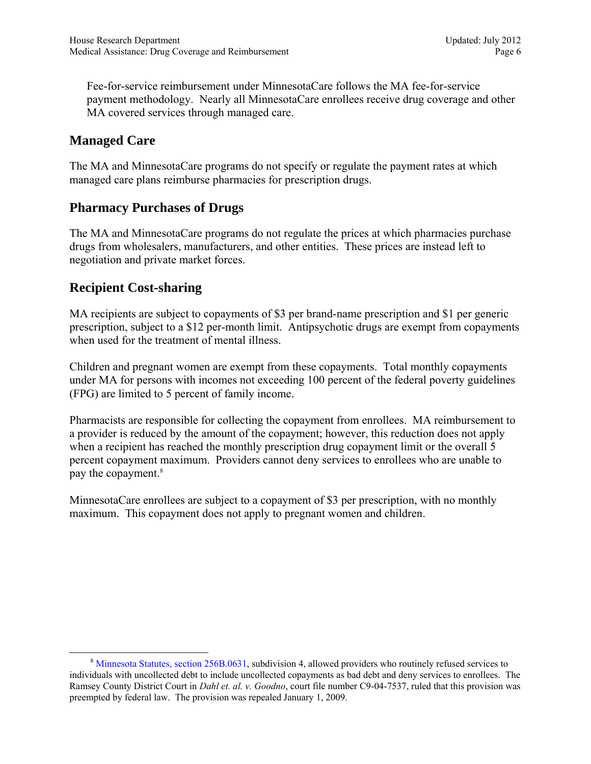Fee-for-service reimbursement under MinnesotaCare follows the MA fee-for-service payment methodology. Nearly all MinnesotaCare enrollees receive drug coverage and other MA covered services through managed care.

## Managed Care

The MA and MinnesotaCare programs do not specify or regulate the payment rates at which managed care plans reimburse pharmacies for prescription drugs.

## Pharmacy Purchases of Drugs

The MA and MinnesotaCare programs do not regulate the prices at which pharmacies purchase drugs from wholesalers, manufacturers, and other entities. These prices are instead left to negotiation and private market forces.

## Recipient Cost-sharing

MA recipients are subject to copayments of $3 per brand-name prescription and $1 per generic prescription, subject to a $12 per-month limit. Antipsychotic drugs are exempt from copayments when used for the treatment of mental illness.

Children and pregnant women are exempt from these copayments. Total monthly copayments under MA for persons with incomes not exceeding 100 percent of the federal poverty guidelines (FPG) are limited to 5 percent of family income.

Pharmacists are responsible for collecting the copayment from enrollees. MA reimbursement to a provider is reduced by the amount of the copayment; however, this reduction does not apply when a recipient has reached the monthly prescription drug copayment limit or the overall 5 percent copayment maximum. Providers cannot deny services to enrollees who are unable to pay the copayment.[8]

MinnesotaCare enrollees are subject to a copayment of $3 per prescription, with no monthly maximum. This copayment does not apply to pregnant women and children.

---

[8] Minnesota Statutes, section 256B.0631, subdivision 4, allowed providers who routinely refused services to individuals with uncollected debt to include uncollected copayments as bad debt and deny services to enrollees. The Ramsey County District Court in *Dahl et. al. v. Goodno*, court file number C9-04-7537, ruled that this provision was preempted by federal law. The provision was repealed January 1, 2009.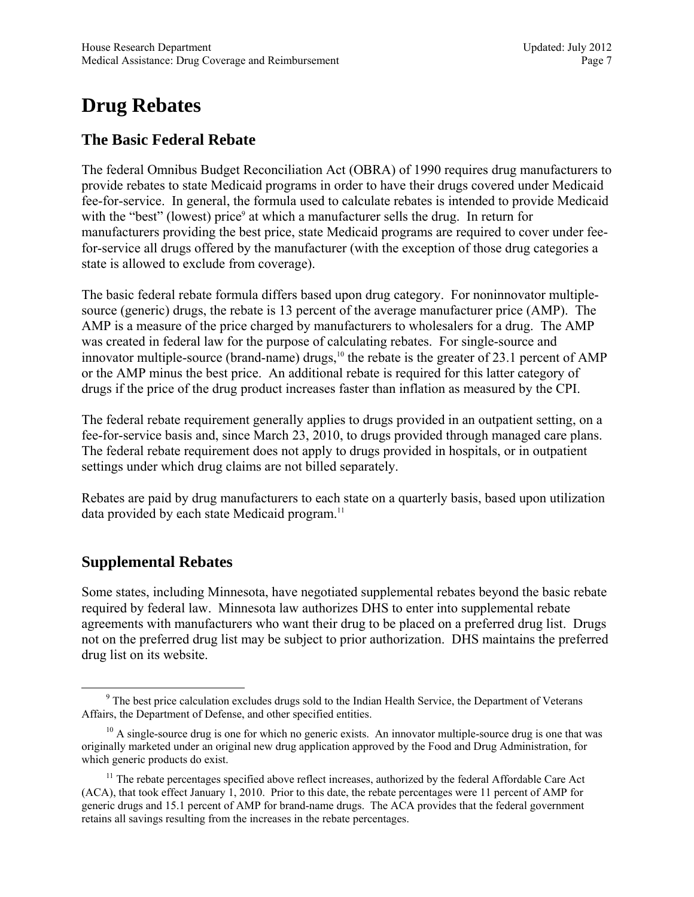# Drug Rebates

## The Basic Federal Rebate

The federal Omnibus Budget Reconciliation Act (OBRA) of 1990 requires drug manufacturers to provide rebates to state Medicaid programs in order to have their drugs covered under Medicaid fee-for-service. In general, the formula used to calculate rebates is intended to provide Medicaid with the "best" (lowest) price[9] at which a manufacturer sells the drug. In return for manufacturers providing the best price, state Medicaid programs are required to cover under fee-for-service all drugs offered by the manufacturer (with the exception of those drug categories a state is allowed to exclude from coverage).

The basic federal rebate formula differs based upon drug category. For noninnovator multiple-source (generic) drugs, the rebate is 13 percent of the average manufacturer price (AMP). The AMP is a measure of the price charged by manufacturers to wholesalers for a drug. The AMP was created in federal law for the purpose of calculating rebates. For single-source and innovator multiple-source (brand-name) drugs,[10] the rebate is the greater of 23.1 percent of AMP or the AMP minus the best price. An additional rebate is required for this latter category of drugs if the price of the drug product increases faster than inflation as measured by the CPI.

The federal rebate requirement generally applies to drugs provided in an outpatient setting, on a fee-for-service basis and, since March 23, 2010, to drugs provided through managed care plans. The federal rebate requirement does not apply to drugs provided in hospitals, or in outpatient settings under which drug claims are not billed separately.

Rebates are paid by drug manufacturers to each state on a quarterly basis, based upon utilization data provided by each state Medicaid program.[11]

## Supplemental Rebates

Some states, including Minnesota, have negotiated supplemental rebates beyond the basic rebate required by federal law. Minnesota law authorizes DHS to enter into supplemental rebate agreements with manufacturers who want their drug to be placed on a preferred drug list. Drugs not on the preferred drug list may be subject to prior authorization. DHS maintains the preferred drug list on its website.

---

[9] The best price calculation excludes drugs sold to the Indian Health Service, the Department of Veterans Affairs, the Department of Defense, and other specified entities.

[10] A single-source drug is one for which no generic exists. An innovator multiple-source drug is one that was originally marketed under an original new drug application approved by the Food and Drug Administration, for which generic products do exist.

[11] The rebate percentages specified above reflect increases, authorized by the federal Affordable Care Act (ACA), that took effect January 1, 2010. Prior to this date, the rebate percentages were 11 percent of AMP for generic drugs and 15.1 percent of AMP for brand-name drugs. The ACA provides that the federal government retains all savings resulting from the increases in the rebate percentages.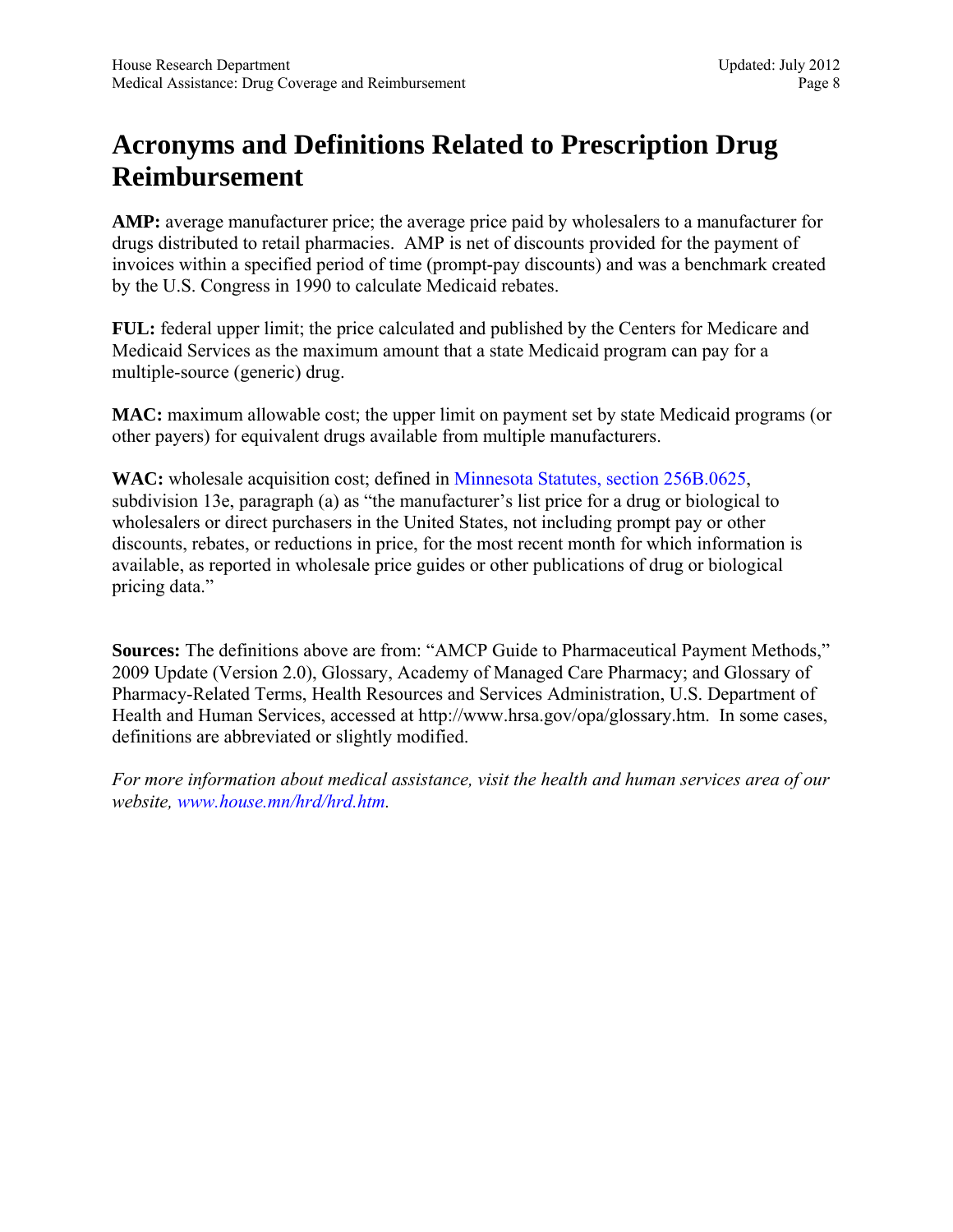# Acronyms and Definitions Related to Prescription Drug Reimbursement

**AMP:** average manufacturer price; the average price paid by wholesalers to a manufacturer for drugs distributed to retail pharmacies. AMP is net of discounts provided for the payment of invoices within a specified period of time (prompt-pay discounts) and was a benchmark created by the U.S. Congress in 1990 to calculate Medicaid rebates.

**FUL:** federal upper limit; the price calculated and published by the Centers for Medicare and Medicaid Services as the maximum amount that a state Medicaid program can pay for a multiple-source (generic) drug.

**MAC:** maximum allowable cost; the upper limit on payment set by state Medicaid programs (or other payers) for equivalent drugs available from multiple manufacturers.

**WAC:** wholesale acquisition cost; defined in Minnesota Statutes, section 256B.0625, subdivision 13e, paragraph (a) as "the manufacturer's list price for a drug or biological to wholesalers or direct purchasers in the United States, not including prompt pay or other discounts, rebates, or reductions in price, for the most recent month for which information is available, as reported in wholesale price guides or other publications of drug or biological pricing data."

**Sources:** The definitions above are from: "AMCP Guide to Pharmaceutical Payment Methods," 2009 Update (Version 2.0), Glossary, Academy of Managed Care Pharmacy; and Glossary of Pharmacy-Related Terms, Health Resources and Services Administration, U.S. Department of Health and Human Services, accessed at http://www.hrsa.gov/opa/glossary.htm. In some cases, definitions are abbreviated or slightly modified.

*For more information about medical assistance, visit the health and human services area of our website, www.house.mn/hrd/hrd.htm.*